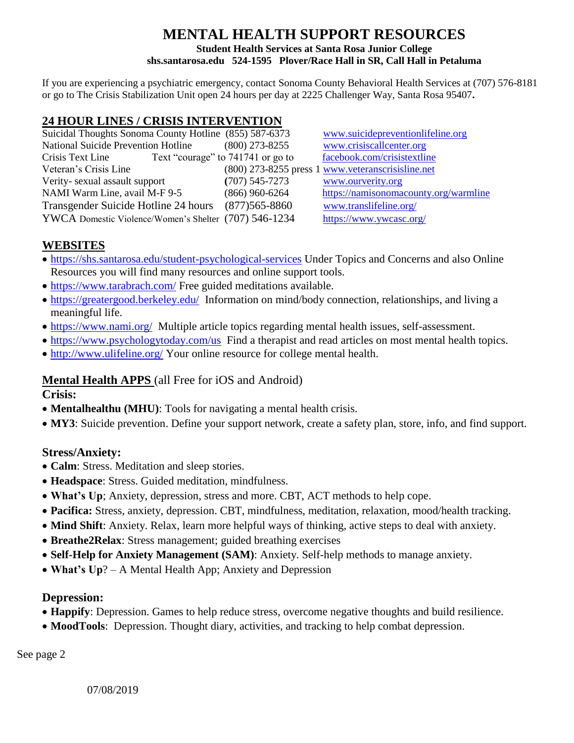# MENTAL HEALTH SUPPORT RESOURCES

**Student Health Services at Santa Rosa Junior College**
**shs.santarosa.edu 524-1595 Plover/Race Hall in SR, Call Hall in Petaluma**

If you are experiencing a psychiatric emergency, contact Sonoma County Behavioral Health Services at (707) 576-8181 or go to The Crisis Stabilization Unit open 24 hours per day at 2225 Challenger Way, Santa Rosa 95407**.**

## 24 HOUR LINES / CRISIS INTERVENTION

| | | |
|---|---|---|
| Suicidal Thoughts Sonoma County Hotline | (855) 587-6373 | www.suicidepreventionlifeline.org |
| National Suicide Prevention Hotline | (800) 273-8255 | www.crisiscallcenter.org |
| Crisis Text Line | Text “courage” to 741741 or go to | facebook.com/crisistextline |
| Veteran’s Crisis Line | (800) 273-8255 press 1 | www.veteranscrisisline.net |
| Verity- sexual assault support | (707) 545-7273 | www.ourverity.org |
| NAMI Warm Line, avail M-F 9-5 | (866) 960-6264 | https://namisonomacounty.org/warmline |
| Transgender Suicide Hotline 24 hours | (877)565-8860 | www.translifeline.org/ |
| YWCA Domestic Violence/Women’s Shelter | (707) 546-1234 | https://www.ywcasc.org/ |

## WEBSITES

- https://shs.santarosa.edu/student-psychological-services Under Topics and Concerns and also Online Resources you will find many resources and online support tools.
- https://www.tarabrach.com/ Free guided meditations available.
- https://greatergood.berkeley.edu/ Information on mind/body connection, relationships, and living a meaningful life.
- https://www.nami.org/ Multiple article topics regarding mental health issues, self-assessment.
- https://www.psychologytoday.com/us Find a therapist and read articles on most mental health topics.
- http://www.ulifeline.org/ Your online resource for college mental health.

## Mental Health APPS (all Free for iOS and Android)

### Crisis:

- **Mentalhealthu (MHU)**: Tools for navigating a mental health crisis.
- **MY3**: Suicide prevention. Define your support network, create a safety plan, store, info, and find support.

### Stress/Anxiety:

- **Calm**: Stress. Meditation and sleep stories.
- **Headspace**: Stress. Guided meditation, mindfulness.
- **What’s Up**; Anxiety, depression, stress and more. CBT, ACT methods to help cope.
- **Pacifica:** Stress, anxiety, depression. CBT, mindfulness, meditation, relaxation, mood/health tracking.
- **Mind Shift**: Anxiety. Relax, learn more helpful ways of thinking, active steps to deal with anxiety.
- **Breathe2Relax**: Stress management; guided breathing exercises
- **Self-Help for Anxiety Management (SAM)**: Anxiety. Self-help methods to manage anxiety.
- **What’s Up**? – A Mental Health App; Anxiety and Depression

### Depression:

- **Happify**: Depression. Games to help reduce stress, overcome negative thoughts and build resilience.
- **MoodTools**: Depression. Thought diary, activities, and tracking to help combat depression.

See page 2

07/08/2019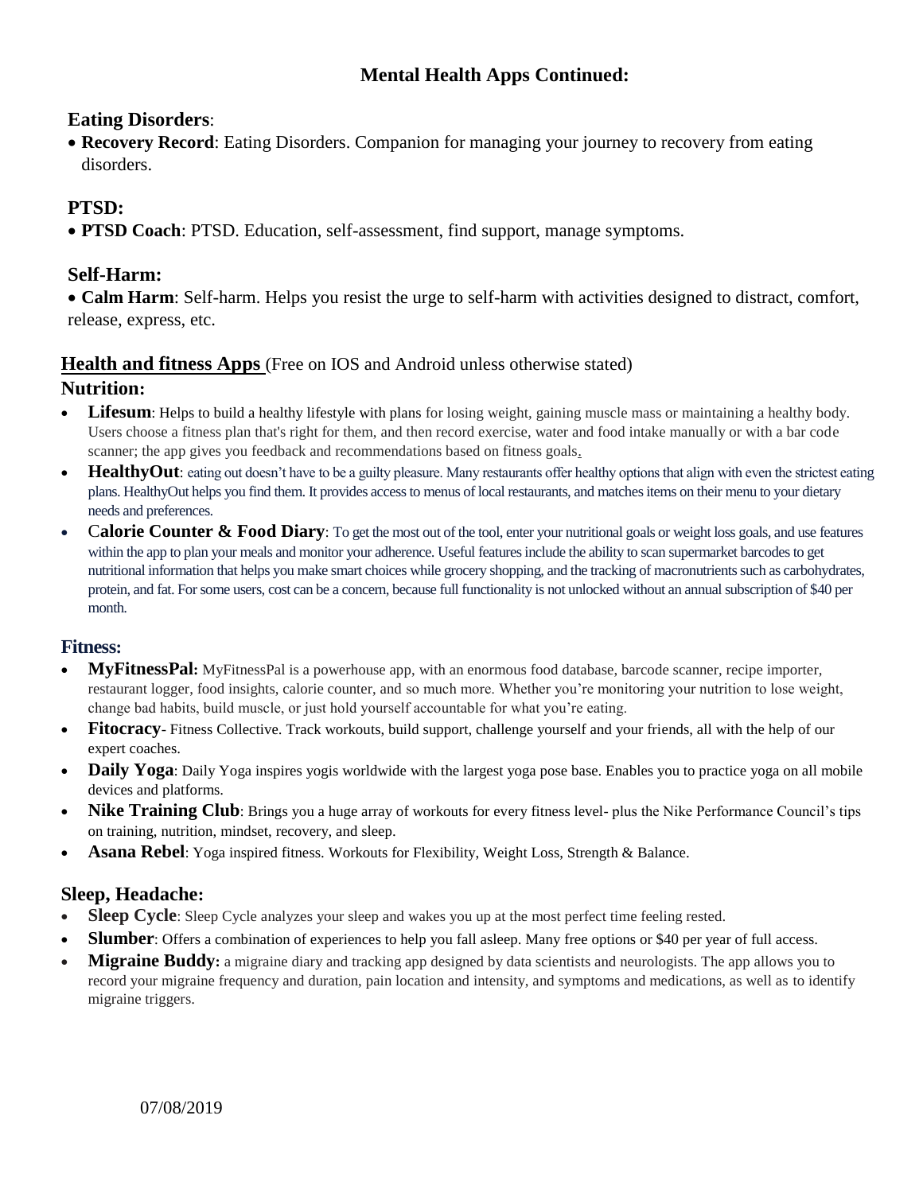## Mental Health Apps Continued:

### Eating Disorders:

- **Recovery Record**: Eating Disorders. Companion for managing your journey to recovery from eating disorders.

### PTSD:

- **PTSD Coach**: PTSD. Education, self-assessment, find support, manage symptoms.

### Self-Harm:

- **Calm Harm**: Self-harm. Helps you resist the urge to self-harm with activities designed to distract, comfort, release, express, etc.

## Health and fitness Apps (Free on IOS and Android unless otherwise stated)

### Nutrition:

- **Lifesum**: Helps to build a healthy lifestyle with plans for losing weight, gaining muscle mass or maintaining a healthy body. Users choose a fitness plan that's right for them, and then record exercise, water and food intake manually or with a bar code scanner; the app gives you feedback and recommendations based on fitness goals.
- **HealthyOut**: eating out doesn't have to be a guilty pleasure. Many restaurants offer healthy options that align with even the strictest eating plans. HealthyOut helps you find them. It provides access to menus of local restaurants, and matches items on their menu to your dietary needs and preferences.
- **Calorie Counter & Food Diary**: To get the most out of the tool, enter your nutritional goals or weight loss goals, and use features within the app to plan your meals and monitor your adherence. Useful features include the ability to scan supermarket barcodes to get nutritional information that helps you make smart choices while grocery shopping, and the tracking of macronutrients such as carbohydrates, protein, and fat. For some users, cost can be a concern, because full functionality is not unlocked without an annual subscription of $40 per month.

### Fitness:

- **MyFitnessPal:** MyFitnessPal is a powerhouse app, with an enormous food database, barcode scanner, recipe importer, restaurant logger, food insights, calorie counter, and so much more. Whether you're monitoring your nutrition to lose weight, change bad habits, build muscle, or just hold yourself accountable for what you're eating.
- **Fitocracy**- Fitness Collective. Track workouts, build support, challenge yourself and your friends, all with the help of our expert coaches.
- **Daily Yoga**: Daily Yoga inspires yogis worldwide with the largest yoga pose base. Enables you to practice yoga on all mobile devices and platforms.
- **Nike Training Club**: Brings you a huge array of workouts for every fitness level- plus the Nike Performance Council's tips on training, nutrition, mindset, recovery, and sleep.
- **Asana Rebel**: Yoga inspired fitness. Workouts for Flexibility, Weight Loss, Strength & Balance.

### Sleep, Headache:

- **Sleep Cycle**: Sleep Cycle analyzes your sleep and wakes you up at the most perfect time feeling rested.
- **Slumber**: Offers a combination of experiences to help you fall asleep. Many free options or $40 per year of full access.
- **Migraine Buddy:** a migraine diary and tracking app designed by data scientists and neurologists. The app allows you to record your migraine frequency and duration, pain location and intensity, and symptoms and medications, as well as to identify migraine triggers.

07/08/2019